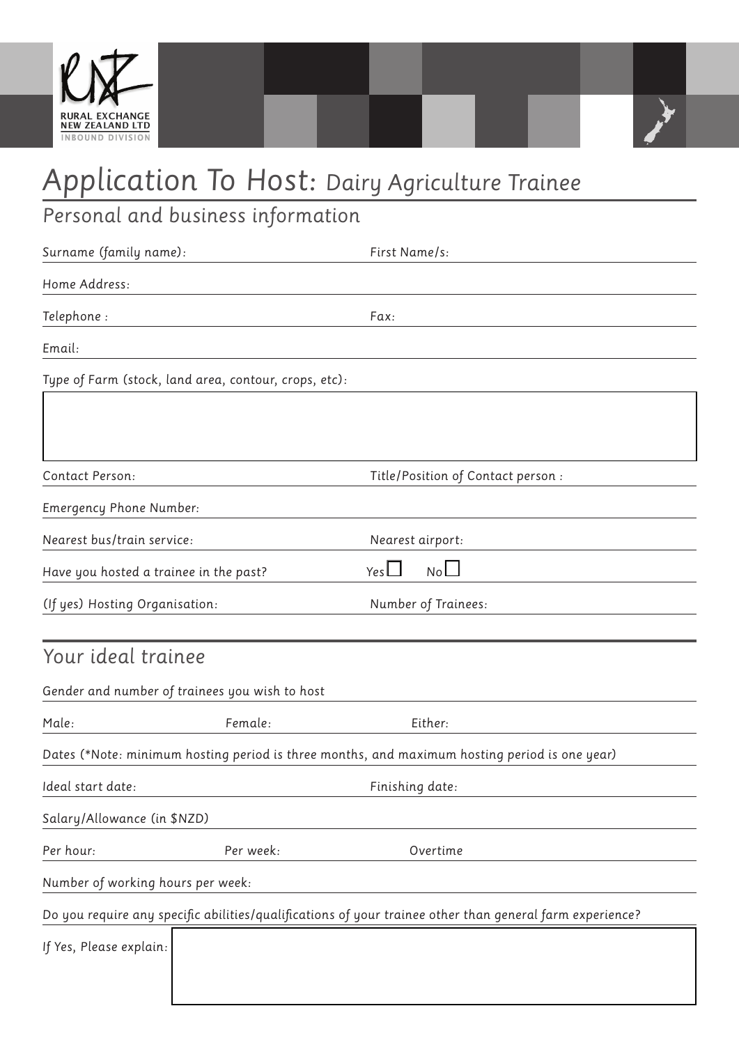RURAL EXCHANGE NEW ZEALAND LTD
INBOUND DIVISION

# Application To Host: Dairy Agriculture Trainee

## Personal and business information

Surname (family name): ______________________ First Name/s: ______________________

Home Address: ______________________

Telephone : ______________________ Fax: ______________________

Email: ______________________

Type of Farm (stock, land area, contour, crops, etc):

______________________

Contact Person: ______________________ Title/Position of Contact person : ______________________

Emergency Phone Number: ______________________

Nearest bus/train service: ______________________ Nearest airport: ______________________

Have you hosted a trainee in the past? Yes ☐ No ☐

(If yes) Hosting Organisation: ______________________ Number of Trainees: ______________________

## Your ideal trainee

Gender and number of trainees you wish to host

Male: __________ Female: __________ Either: __________

Dates (*Note: minimum hosting period is three months, and maximum hosting period is one year)

Ideal start date: ______________________ Finishing date: ______________________

Salary/Allowance (in $NZD)

Per hour: __________ Per week: __________ Overtime __________

Number of working hours per week: ______________________

Do you require any specific abilities/qualifications of your trainee other than general farm experience?

If Yes, Please explain: ______________________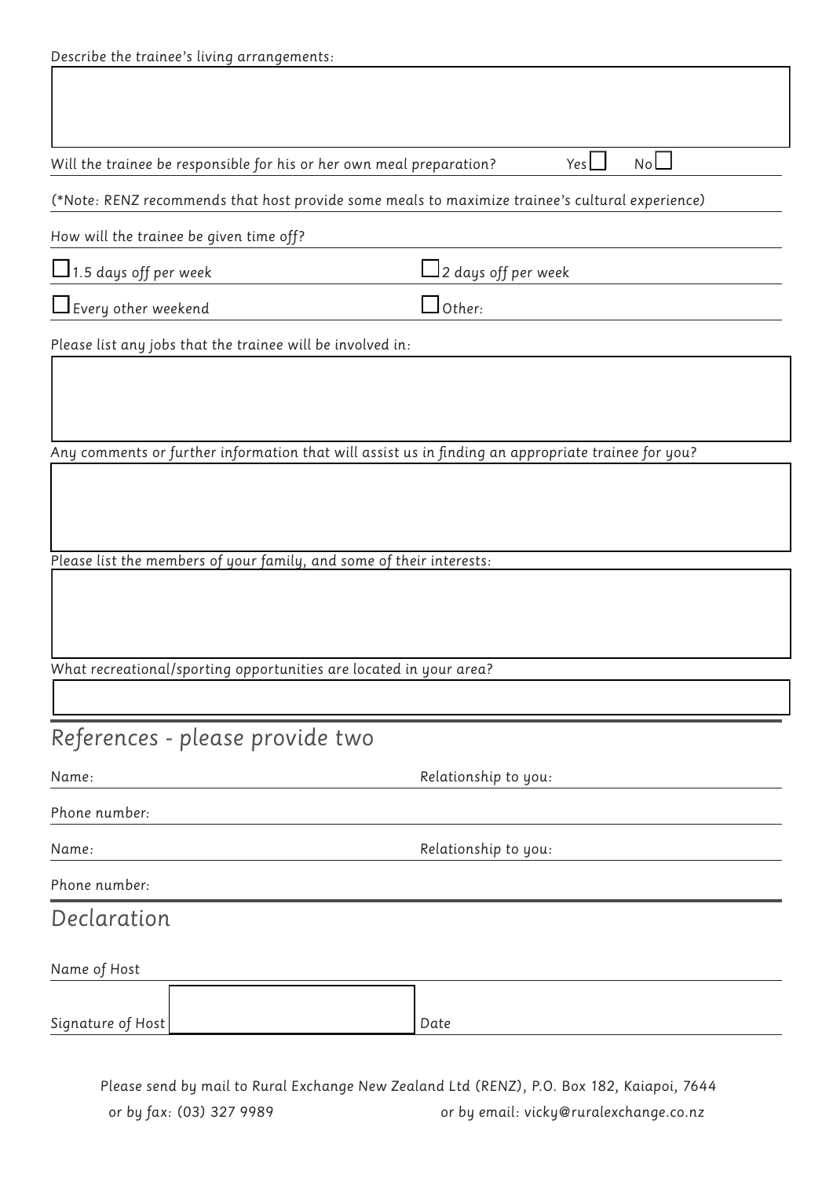Describe the trainee's living arrangements:

Will the trainee be responsible for his or her own meal preparation? Yes ☐ No ☐

(*Note: RENZ recommends that host provide some meals to maximize trainee's cultural experience)

How will the trainee be given time off?

☐ 1.5 days off per week ☐ 2 days off per week

☐ Every other weekend ☐ Other:

Please list any jobs that the trainee will be involved in:

Any comments or further information that will assist us in finding an appropriate trainee for you?

Please list the members of your family, and some of their interests:

What recreational/sporting opportunities are located in your area?

## References - please provide two

Name: Relationship to you:

Phone number:

Name: Relationship to you:

Phone number:

## Declaration

Name of Host

Signature of Host Date

Please send by mail to Rural Exchange New Zealand Ltd (RENZ), P.O. Box 182, Kaiapoi, 7644
or by fax: (03) 327 9989 or by email: vicky@ruralexchange.co.nz